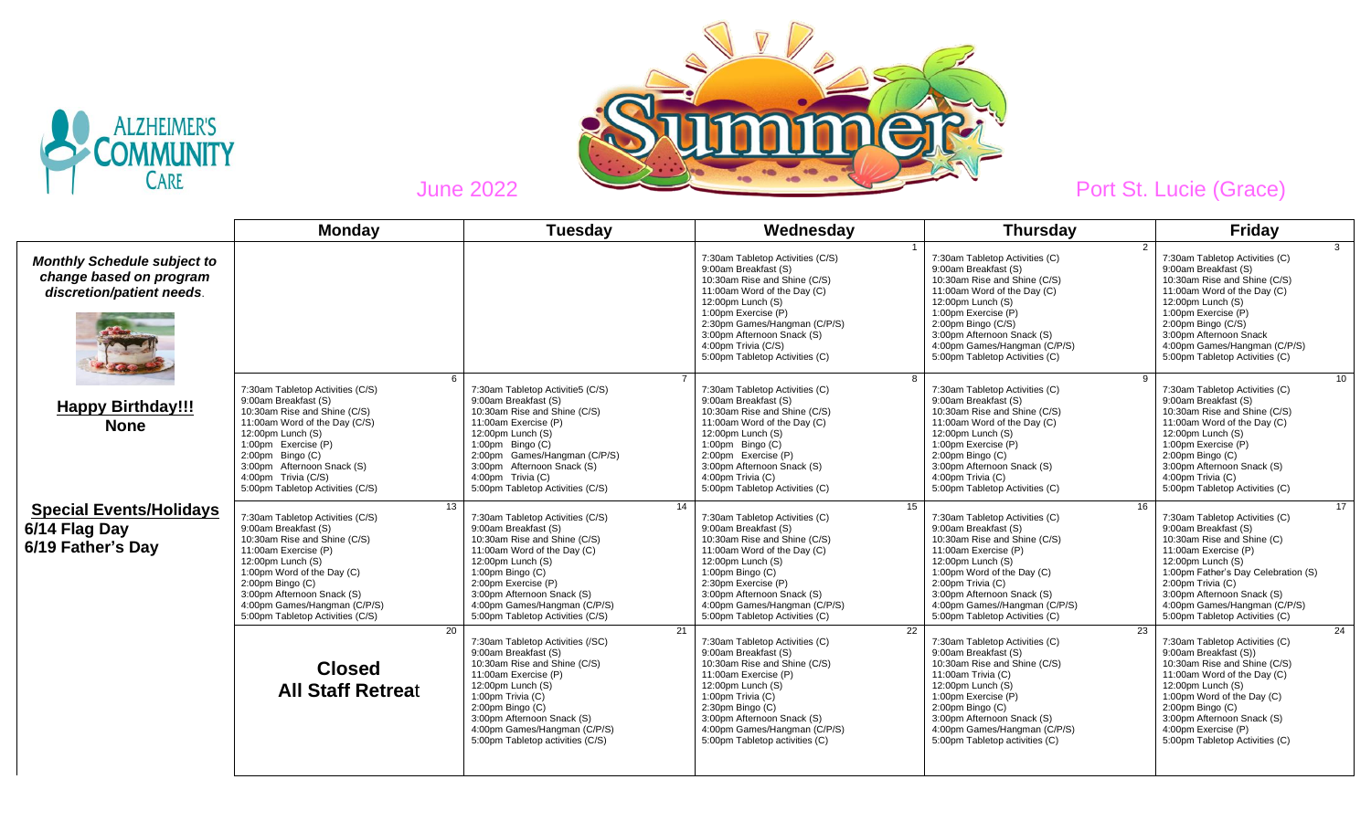ALZHEIMER'S COMMUNITY CARE

# Summer

June 2022

Port St. Lucie (Grace)

*Monthly Schedule subject to change based on program discretion/patient needs.*

**Happy Birthday!!!**
**None**

**Special Events/Holidays**
**6/14 Flag Day**
**6/19 Father's Day**

| Monday | Tuesday | Wednesday | Thursday | Friday |
|---|---|---|---|---|
| | | 1<br>7:30am Tabletop Activities (C/S)<br>9:00am Breakfast (S)<br>10:30am Rise and Shine (C/S)<br>11:00am Word of the Day (C)<br>12:00pm Lunch (S)<br>1:00pm Exercise (P)<br>2:30pm Games/Hangman (C/P/S)<br>3:00pm Afternoon Snack (S)<br>4:00pm Trivia (C/S)<br>5:00pm Tabletop Activities (C) | 2<br>7:30am Tabletop Activities (C)<br>9:00am Breakfast (S)<br>10:30am Rise and Shine (C/S)<br>11:00am Word of the Day (C)<br>12:00pm Lunch (S)<br>1:00pm Exercise (P)<br>2:00pm Bingo (C/S)<br>3:00pm Afternoon Snack (S)<br>4:00pm Games/Hangman (C/P/S)<br>5:00pm Tabletop Activities (C) | 3<br>7:30am Tabletop Activities (C)<br>9:00am Breakfast (S)<br>10:30am Rise and Shine (C/S)<br>11:00am Word of the Day (C)<br>12:00pm Lunch (S)<br>1:00pm Exercise (P)<br>2:00pm Bingo (C/S)<br>3:00pm Afternoon Snack<br>4:00pm Games/Hangman (C/P/S)<br>5:00pm Tabletop Activities (C) |
| 6<br>7:30am Tabletop Activities (C/S)<br>9:00am Breakfast (S)<br>10:30am Rise and Shine (C/S)<br>11:00am Word of the Day (C/S)<br>12:00pm Lunch (S)<br>1:00pm Exercise (P)<br>2:00pm Bingo (C)<br>3:00pm Afternoon Snack (S)<br>4:00pm Trivia (C/S)<br>5:00pm Tabletop Activities (C/S) | 7<br>7:30am Tabletop Activitie5 (C/S)<br>9:00am Breakfast (S)<br>10:30am Rise and Shine (C/S)<br>11:00am Exercise (P)<br>12:00pm Lunch (S)<br>1:00pm Bingo (C)<br>2:00pm Games/Hangman (C/P/S)<br>3:00pm Afternoon Snack (S)<br>4:00pm Trivia (C)<br>5:00pm Tabletop Activities (C/S) | 8<br>7:30am Tabletop Activities (C)<br>9:00am Breakfast (S)<br>10:30am Rise and Shine (C/S)<br>11:00am Word of the Day (C)<br>12:00pm Lunch (S)<br>1:00pm Bingo (C)<br>2:00pm Exercise (P)<br>3:00pm Afternoon Snack (S)<br>4:00pm Trivia (C)<br>5:00pm Tabletop Activities (C) | 9<br>7:30am Tabletop Activities (C)<br>9:00am Breakfast (S)<br>10:30am Rise and Shine (C/S)<br>11:00am Word of the Day (C)<br>12:00pm Lunch (S)<br>1:00pm Exercise (P)<br>2:00pm Bingo (C)<br>3:00pm Afternoon Snack (S)<br>4:00pm Trivia (C)<br>5:00pm Tabletop Activities (C) | 10<br>7:30am Tabletop Activities (C)<br>9:00am Breakfast (S)<br>10:30am Rise and Shine (C/S)<br>11:00am Word of the Day (C)<br>12:00pm Lunch (S)<br>1:00pm Exercise (P)<br>2:00pm Bingo (C)<br>3:00pm Afternoon Snack (S)<br>4:00pm Trivia (C)<br>5:00pm Tabletop Activities (C) |
| 13<br>7:30am Tabletop Activities (C/S)<br>9:00am Breakfast (S)<br>10:30am Rise and Shine (C/S)<br>11:00am Exercise (P)<br>12:00pm Lunch (S)<br>1:00pm Word of the Day (C)<br>2:00pm Bingo (C)<br>3:00pm Afternoon Snack (S)<br>4:00pm Games/Hangman (C/P/S)<br>5:00pm Tabletop Activities (C/S) | 14<br>7:30am Tabletop Activities (C/S)<br>9:00am Breakfast (S)<br>10:30am Rise and Shine (C/S)<br>11:00am Word of the Day (C)<br>12:00pm Lunch (S)<br>1:00pm Bingo (C)<br>2:00pm Exercise (P)<br>3:00pm Afternoon Snack (S)<br>4:00pm Games/Hangman (C/P/S)<br>5:00pm Tabletop Activities (C/S) | 15<br>7:30am Tabletop Activities (C)<br>9:00am Breakfast (S)<br>10:30am Rise and Shine (C/S)<br>11:00am Word of the Day (C)<br>12:00pm Lunch (S)<br>1:00pm Bingo (C)<br>2:30pm Exercise (P)<br>3:00pm Afternoon Snack (S)<br>4:00pm Games/Hangman (C/P/S)<br>5:00pm Tabletop Activities (C) | 16<br>7:30am Tabletop Activities (C)<br>9:00am Breakfast (S)<br>10:30am Rise and Shine (C/S)<br>11:00am Exercise (P)<br>12:00pm Lunch (S)<br>1:00pm Word of the Day (C)<br>2:00pm Trivia (C)<br>3:00pm Afternoon Snack (S)<br>4:00pm Games//Hangman (C/P/S)<br>5:00pm Tabletop Activities (C) | 17<br>7:30am Tabletop Activities (C)<br>9:00am Breakfast (S)<br>10:30am Rise and Shine (C)<br>11:00am Exercise (P)<br>12:00pm Lunch (S)<br>1:00pm Father's Day Celebration (S)<br>2:00pm Trivia (C)<br>3:00pm Afternoon Snack (S)<br>4:00pm Games/Hangman (C/P/S)<br>5:00pm Tabletop Activities (C) |
| 20<br>**Closed**<br>**All Staff Retreat** | 21<br>7:30am Tabletop Activities (/SC)<br>9:00am Breakfast (S)<br>10:30am Rise and Shine (C/S)<br>11:00am Exercise (P)<br>12:00pm Lunch (S)<br>1:00pm Trivia (C)<br>2:00pm Bingo (C)<br>3:00pm Afternoon Snack (S)<br>4:00pm Games/Hangman (C/P/S)<br>5:00pm Tabletop activities (C/S) | 22<br>7:30am Tabletop Activities (C)<br>9:00am Breakfast (S)<br>10:30am Rise and Shine (C/S)<br>11:00am Exercise (P)<br>12:00pm Lunch (S)<br>1:00pm Trivia (C)<br>2:30pm Bingo (C)<br>3:00pm Afternoon Snack (S)<br>4:00pm Games/Hangman (C/P/S)<br>5:00pm Tabletop activities (C) | 23<br>7:30am Tabletop Activities (C)<br>9:00am Breakfast (S)<br>10:30am Rise and Shine (C/S)<br>11:00am Trivia (C)<br>12:00pm Lunch (S)<br>1:00pm Exercise (P)<br>2:00pm Bingo (C)<br>3:00pm Afternoon Snack (S)<br>4:00pm Games/Hangman (C/P/S)<br>5:00pm Tabletop activities (C) | 24<br>7:30am Tabletop Activities (C)<br>9:00am Breakfast (S))<br>10:30am Rise and Shine (C/S)<br>11:00am Word of the Day (C)<br>12:00pm Lunch (S)<br>1:00pm Word of the Day (C)<br>2:00pm Bingo (C)<br>3:00pm Afternoon Snack (S)<br>4:00pm Exercise (P)<br>5:00pm Tabletop Activities (C) |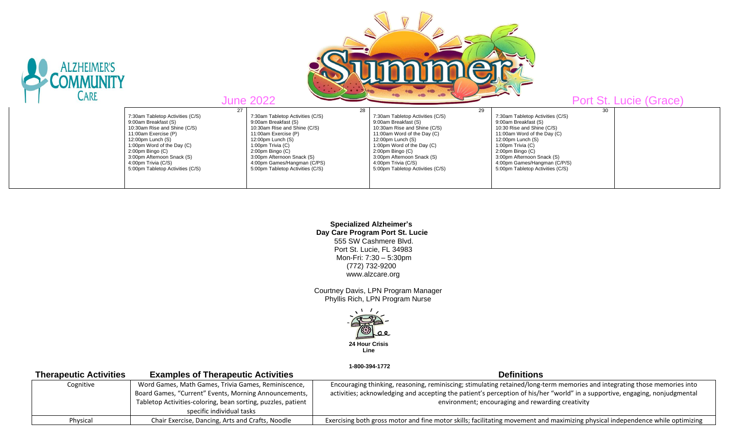ALZHEIMER'S COMMUNITY CARE

June 2022 — Summer — Port St. Lucie (Grace)

| | 27 | 28 | 29 | 30 | |
|---|---|---|---|---|---|
| | 7:30am Tabletop Activities (C/S)<br>9:00am Breakfast (S)<br>10:30am Rise and Shine (C/S)<br>11:00am Exercise (P)<br>12:00pm Lunch (S)<br>1:00pm Word of the Day (C)<br>2:00pm Bingo (C)<br>3:00pm Afternoon Snack (S)<br>4:00pm Trivia (C/S)<br>5:00pm Tabletop Activities (C/S) | 7:30am Tabletop Activities (C/S)<br>9:00am Breakfast (S)<br>10:30am Rise and Shine (C/S)<br>11:00am Exercise (P)<br>12:00pm Lunch (S)<br>1:00pm Trivia (C)<br>2:00pm Bingo (C)<br>3:00pm Afternoon Snack (S)<br>4:00pm Games/Hangman (C/PS)<br>5:00pm Tabletop Activities (C/S) | 7:30am Tabletop Activities (C/S)<br>9:00am Breakfast (S)<br>10:30am Rise and Shine (C/S)<br>11:00am Word of the Day (C)<br>12:00pm Lunch (S)<br>1:00pm Word of the Day (C)<br>2:00pm Bingo (C)<br>3:00pm Afternoon Snack (S)<br>4:00pm Trivia (C/S)<br>5:00pm Tabletop Activities (C/S) | 7:30am Tabletop Activities (C/S)<br>9:00am Breakfast (S)<br>10:30 Rise and Shine (C/S)<br>11:00am Word of the Day (C)<br>12:00pm Lunch (S)<br>1:00pm Trivia (C)<br>2:00pm Bingo (C)<br>3:00pm Afternoon Snack (S)<br>4:00pm Games/Hangman (C/P/S)<br>5:00pm Tabletop Activities (C/S) | |

**Specialized Alzheimer's Day Care Program Port St. Lucie**
555 SW Cashmere Blvd.
Port St. Lucie, FL 34983
Mon-Fri: 7:30 – 5:30pm
(772) 732-9200
www.alzcare.org

Courtney Davis, LPN Program Manager
Phyllis Rich, LPN Program Nurse

**24 Hour Crisis Line**

**1-800-394-1772**

| Therapeutic Activities | Examples of Therapeutic Activities | Definitions |
|---|---|---|
| Cognitive | Word Games, Math Games, Trivia Games, Reminiscence, Board Games, "Current" Events, Morning Announcements, Tabletop Activities-coloring, bean sorting, puzzles, patient specific individual tasks | Encouraging thinking, reasoning, reminiscing; stimulating retained/long-term memories and integrating those memories into activities; acknowledging and accepting the patient's perception of his/her "world" in a supportive, engaging, nonjudgmental environment; encouraging and rewarding creativity |
| Physical | Chair Exercise, Dancing, Arts and Crafts, Noodle | Exercising both gross motor and fine motor skills; facilitating movement and maximizing physical independence while optimizing |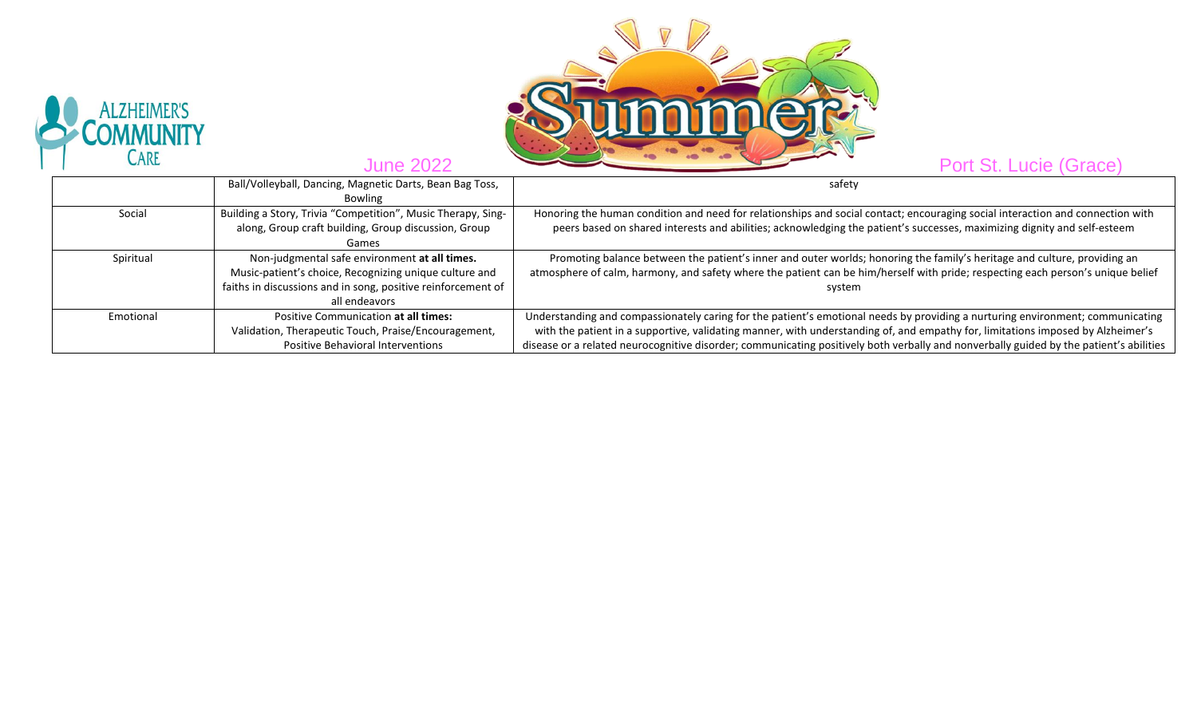June 2022 — Port St. Lucie (Grace)

| | | |
|---|---|---|
| | Ball/Volleyball, Dancing, Magnetic Darts, Bean Bag Toss, Bowling | safety |
| Social | Building a Story, Trivia "Competition", Music Therapy, Sing-along, Group craft building, Group discussion, Group Games | Honoring the human condition and need for relationships and social contact; encouraging social interaction and connection with peers based on shared interests and abilities; acknowledging the patient's successes, maximizing dignity and self-esteem |
| Spiritual | Non-judgmental safe environment **at all times.** Music-patient's choice, Recognizing unique culture and faiths in discussions and in song, positive reinforcement of all endeavors | Promoting balance between the patient's inner and outer worlds; honoring the family's heritage and culture, providing an atmosphere of calm, harmony, and safety where the patient can be him/herself with pride; respecting each person's unique belief system |
| Emotional | Positive Communication **at all times:** Validation, Therapeutic Touch, Praise/Encouragement, Positive Behavioral Interventions | Understanding and compassionately caring for the patient's emotional needs by providing a nurturing environment; communicating with the patient in a supportive, validating manner, with understanding of, and empathy for, limitations imposed by Alzheimer's disease or a related neurocognitive disorder; communicating positively both verbally and nonverbally guided by the patient's abilities |